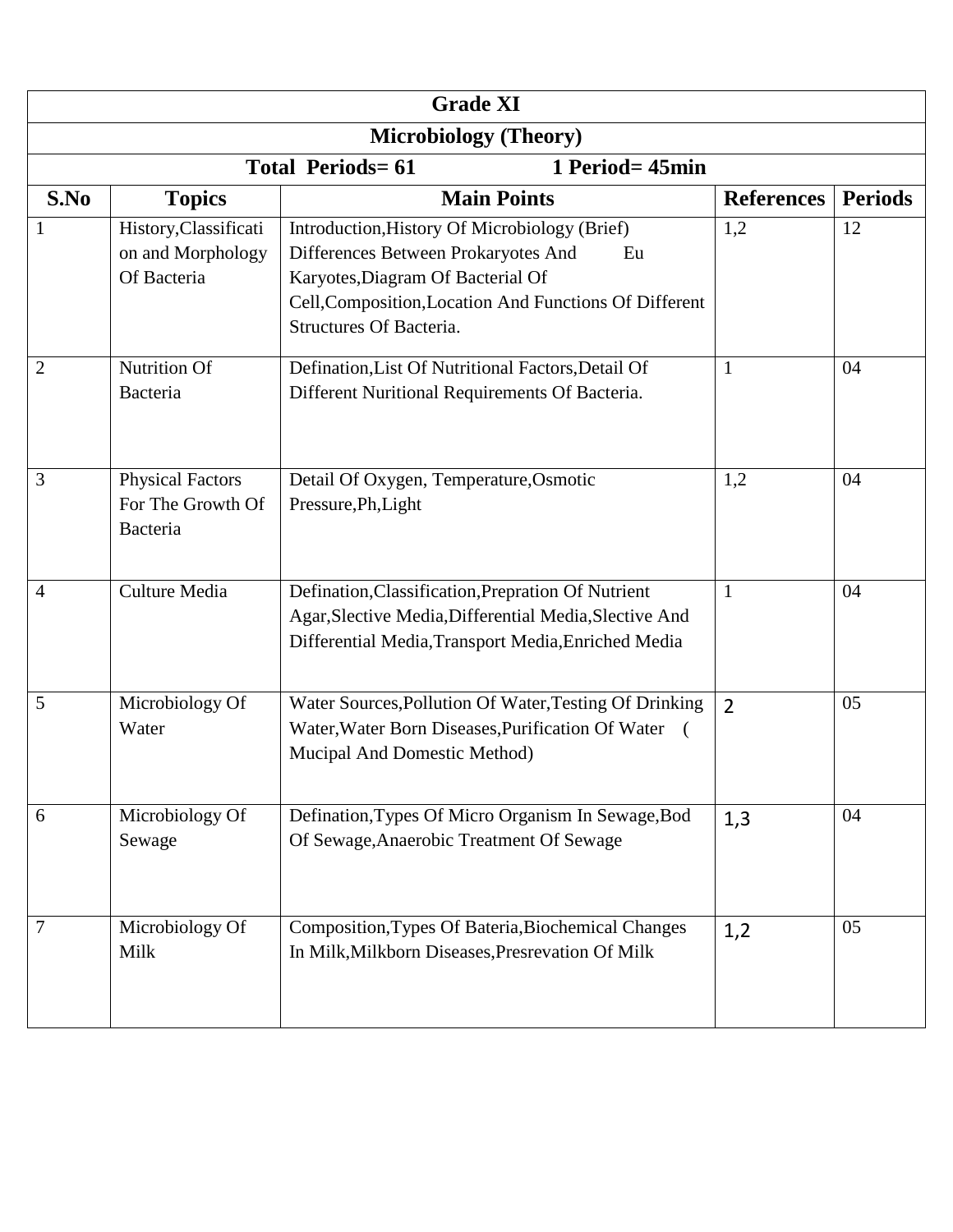| Grade XI | | | | |
|---|---|---|---|---|
| **Microbiology (Theory)** | | | | |
| **Total Periods= 61 &nbsp;&nbsp;&nbsp;&nbsp;&nbsp;&nbsp;&nbsp;&nbsp; 1 Period= 45min** | | | | |
| **S.No** | **Topics** | **Main Points** | **References** | **Periods** |
| 1 | History,Classification and Morphology Of Bacteria | Introduction,History Of Microbiology (Brief) Differences Between Prokaryotes And Eu Karyotes,Diagram Of Bacterial Of Cell,Composition,Location And Functions Of Different Structures Of Bacteria. | 1,2 | 12 |
| 2 | Nutrition Of Bacteria | Defination,List Of Nutritional Factors,Detail Of Different Nuritional Requirements Of Bacteria. | 1 | 04 |
| 3 | Physical Factors For The Growth Of Bacteria | Detail Of Oxygen, Temperature,Osmotic Pressure,Ph,Light | 1,2 | 04 |
| 4 | Culture Media | Defination,Classification,Prepration Of Nutrient Agar,Slective Media,Differential Media,Slective And Differential Media,Transport Media,Enriched Media | 1 | 04 |
| 5 | Microbiology Of Water | Water Sources,Pollution Of Water,Testing Of Drinking Water,Water Born Diseases,Purification Of Water ( Mucipal And Domestic Method) | 2 | 05 |
| 6 | Microbiology Of Sewage | Defination,Types Of Micro Organism In Sewage,Bod Of Sewage,Anaerobic Treatment Of Sewage | 1,3 | 04 |
| 7 | Microbiology Of Milk | Composition,Types Of Bateria,Biochemical Changes In Milk,Milkborn Diseases,Presrevation Of Milk | 1,2 | 05 |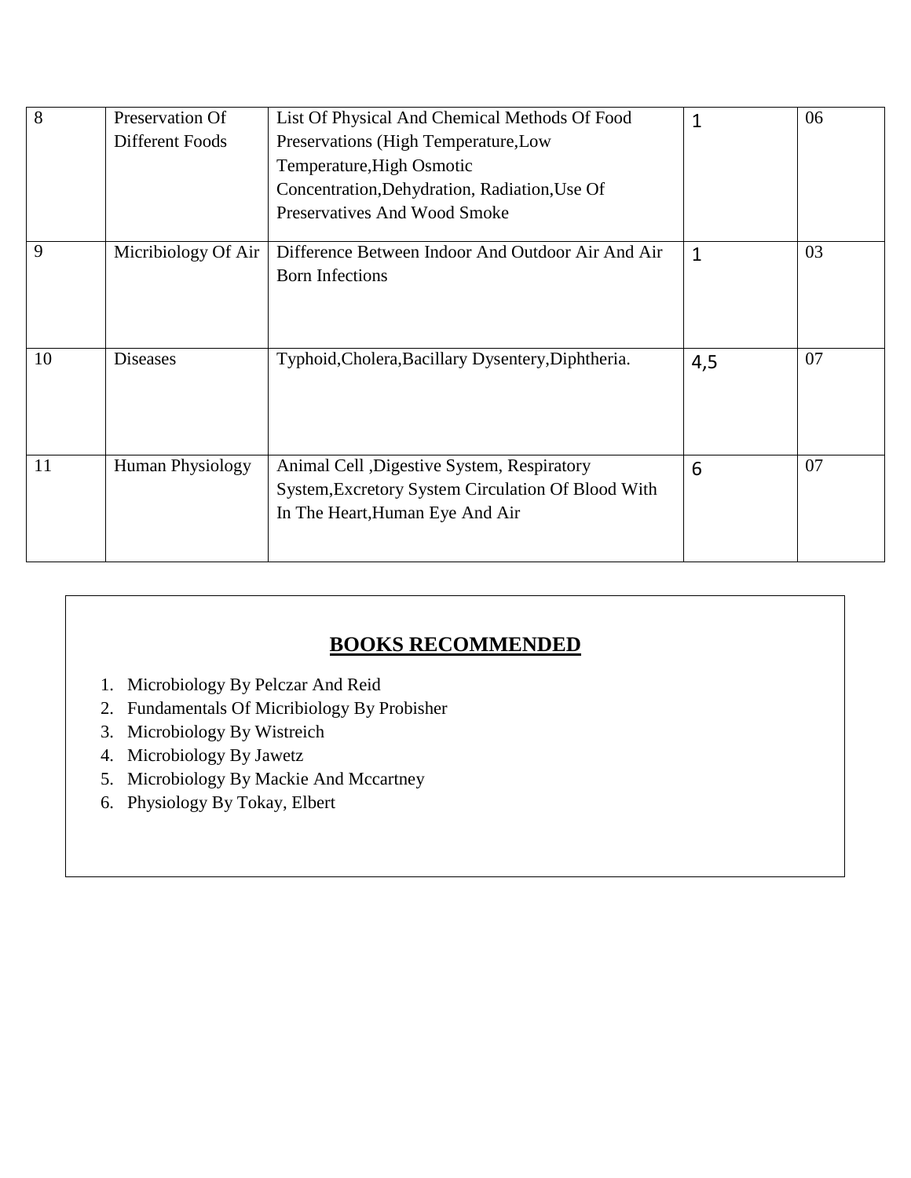| 8 | Preservation Of Different Foods | List Of Physical And Chemical Methods Of Food Preservations (High Temperature,Low Temperature,High Osmotic Concentration,Dehydration, Radiation,Use Of Preservatives And Wood Smoke | 1 | 06 |
|---|---|---|---|---|
| 9 | Micribiology Of Air | Difference Between Indoor And Outdoor Air And Air Born Infections | 1 | 03 |
| 10 | Diseases | Typhoid,Cholera,Bacillary Dysentery,Diphtheria. | 4,5 | 07 |
| 11 | Human Physiology | Animal Cell ,Digestive System, Respiratory System,Excretory System Circulation Of Blood With In The Heart,Human Eye And Air | 6 | 07 |

## BOOKS RECOMMENDED

1. Microbiology By Pelczar And Reid
2. Fundamentals Of Micribiology By Probisher
3. Microbiology By Wistreich
4. Microbiology By Jawetz
5. Microbiology By Mackie And Mccartney
6. Physiology By Tokay, Elbert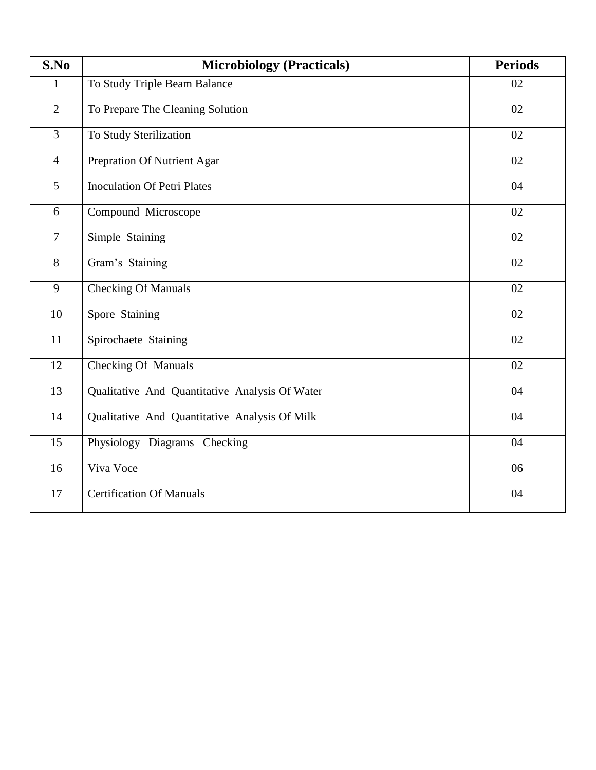| S.No | Microbiology (Practicals) | Periods |
|---|---|---|
| 1 | To Study Triple Beam Balance | 02 |
| 2 | To Prepare The Cleaning Solution | 02 |
| 3 | To Study Sterilization | 02 |
| 4 | Prepration Of Nutrient Agar | 02 |
| 5 | Inoculation Of Petri Plates | 04 |
| 6 | Compound Microscope | 02 |
| 7 | Simple Staining | 02 |
| 8 | Gram's Staining | 02 |
| 9 | Checking Of Manuals | 02 |
| 10 | Spore Staining | 02 |
| 11 | Spirochaete Staining | 02 |
| 12 | Checking Of Manuals | 02 |
| 13 | Qualitative And Quantitative Analysis Of Water | 04 |
| 14 | Qualitative And Quantitative Analysis Of Milk | 04 |
| 15 | Physiology Diagrams Checking | 04 |
| 16 | Viva Voce | 06 |
| 17 | Certification Of Manuals | 04 |